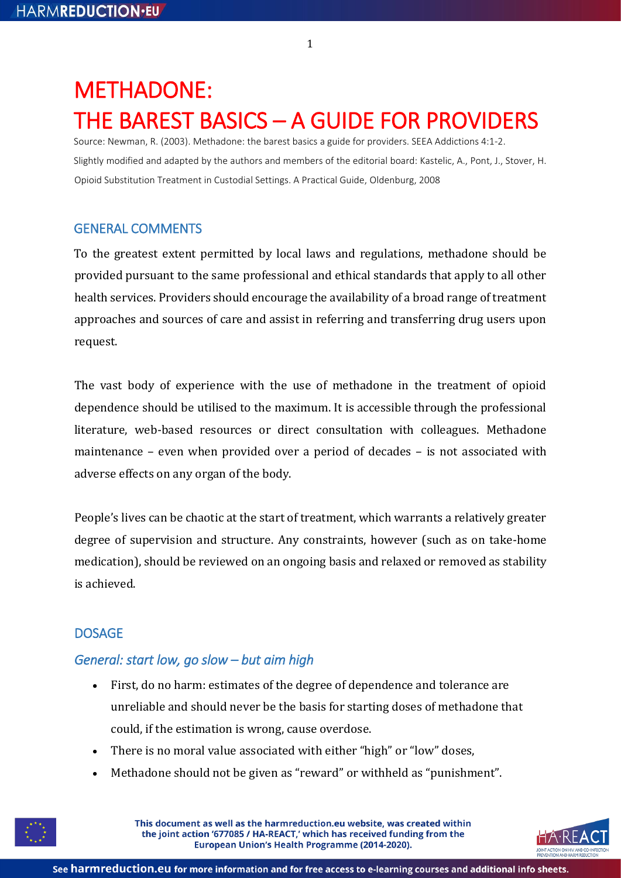# METHADONE: THE BAREST BASICS – A GUIDE FOR PROVIDERS

Source: Newman, R. (2003). Methadone: the barest basics a guide for providers. SEEA Addictions 4:1-2.

Slightly modified and adapted by the authors and members of the editorial board: Kastelic, A., Pont, J., Stover, H. Opioid Substitution Treatment in Custodial Settings. A Practical Guide, Oldenburg, 2008

## GENERAL COMMENTS

To the greatest extent permitted by local laws and regulations, methadone should be provided pursuant to the same professional and ethical standards that apply to all other health services. Providers should encourage the availability of a broad range of treatment approaches and sources of care and assist in referring and transferring drug users upon request.

The vast body of experience with the use of methadone in the treatment of opioid dependence should be utilised to the maximum. It is accessible through the professional literature, web-based resources or direct consultation with colleagues. Methadone maintenance – even when provided over a period of decades – is not associated with adverse effects on any organ of the body.

People's lives can be chaotic at the start of treatment, which warrants a relatively greater degree of supervision and structure. Any constraints, however (such as on take-home medication), should be reviewed on an ongoing basis and relaxed or removed as stability is achieved.

## DOSAGE

### *General: start low, go slow – but aim high*

- First, do no harm: estimates of the degree of dependence and tolerance are unreliable and should never be the basis for starting doses of methadone that could, if the estimation is wrong, cause overdose.
- There is no moral value associated with either "high" or "low" doses,
- Methadone should not be given as "reward" or withheld as "punishment".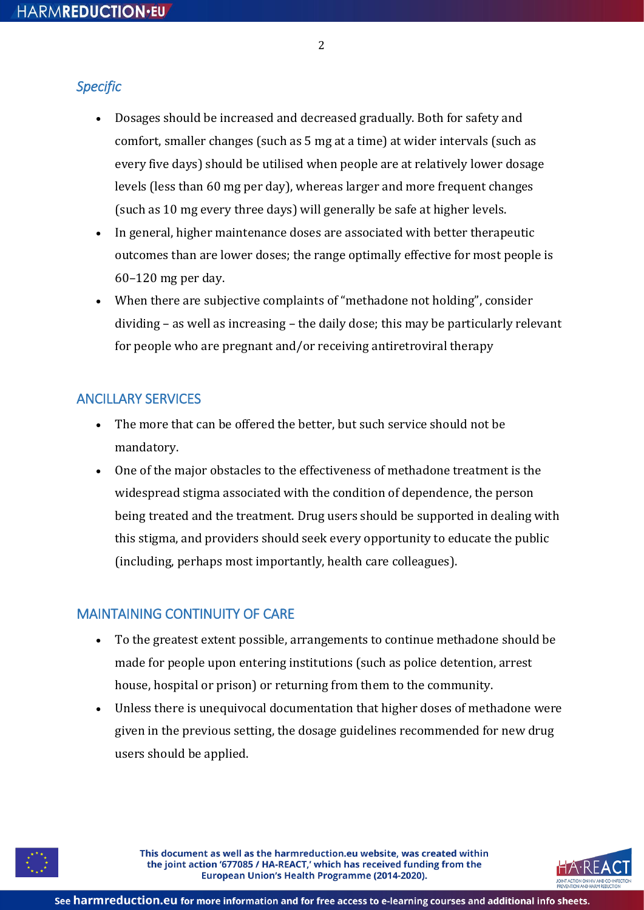### *Specific*

- Dosages should be increased and decreased gradually. Both for safety and comfort, smaller changes (such as 5 mg at a time) at wider intervals (such as every five days) should be utilised when people are at relatively lower dosage levels (less than 60 mg per day), whereas larger and more frequent changes (such as 10 mg every three days) will generally be safe at higher levels.
- In general, higher maintenance doses are associated with better therapeutic outcomes than are lower doses; the range optimally effective for most people is 60–120 mg per day.
- When there are subjective complaints of "methadone not holding", consider dividing – as well as increasing – the daily dose; this may be particularly relevant for people who are pregnant and/or receiving antiretroviral therapy

## ANCILLARY SERVICES

- The more that can be offered the better, but such service should not be mandatory.
- One of the major obstacles to the effectiveness of methadone treatment is the widespread stigma associated with the condition of dependence, the person being treated and the treatment. Drug users should be supported in dealing with this stigma, and providers should seek every opportunity to educate the public (including, perhaps most importantly, health care colleagues).

## MAINTAINING CONTINUITY OF CARE

- To the greatest extent possible, arrangements to continue methadone should be made for people upon entering institutions (such as police detention, arrest house, hospital or prison) or returning from them to the community.
- Unless there is unequivocal documentation that higher doses of methadone were given in the previous setting, the dosage guidelines recommended for new drug users should be applied.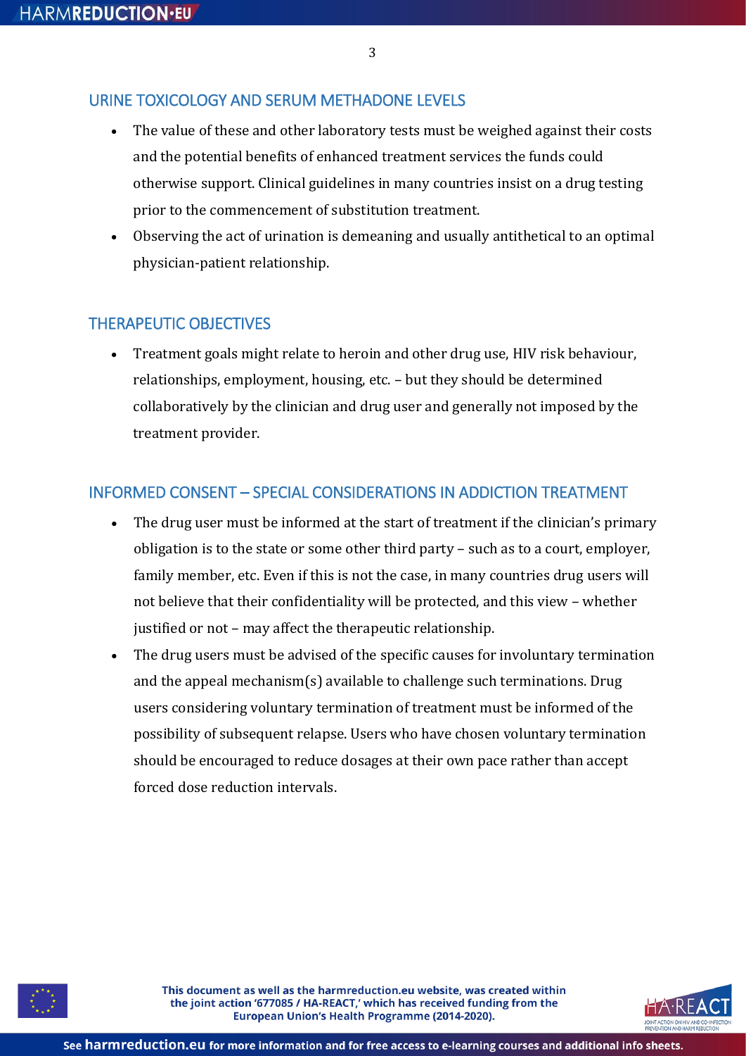## URINE TOXICOLOGY AND SERUM METHADONE LEVELS

- The value of these and other laboratory tests must be weighed against their costs and the potential benefits of enhanced treatment services the funds could otherwise support. Clinical guidelines in many countries insist on a drug testing prior to the commencement of substitution treatment.
- Observing the act of urination is demeaning and usually antithetical to an optimal physician-patient relationship.

## THERAPEUTIC OBJECTIVES

- Treatment goals might relate to heroin and other drug use, HIV risk behaviour, relationships, employment, housing, etc. – but they should be determined collaboratively by the clinician and drug user and generally not imposed by the treatment provider.

## INFORMED CONSENT – SPECIAL CONSIDERATIONS IN ADDICTION TREATMENT

- The drug user must be informed at the start of treatment if the clinician's primary obligation is to the state or some other third party – such as to a court, employer, family member, etc. Even if this is not the case, in many countries drug users will not believe that their confidentiality will be protected, and this view – whether justified or not – may affect the therapeutic relationship.
- The drug users must be advised of the specific causes for involuntary termination and the appeal mechanism(s) available to challenge such terminations. Drug users considering voluntary termination of treatment must be informed of the possibility of subsequent relapse. Users who have chosen voluntary termination should be encouraged to reduce dosages at their own pace rather than accept forced dose reduction intervals.

This document as well as the harmreduction.eu website, was created within the joint action '677085 / HA-REACT,' which has received funding from the European Union's Health Programme (2014-2020).